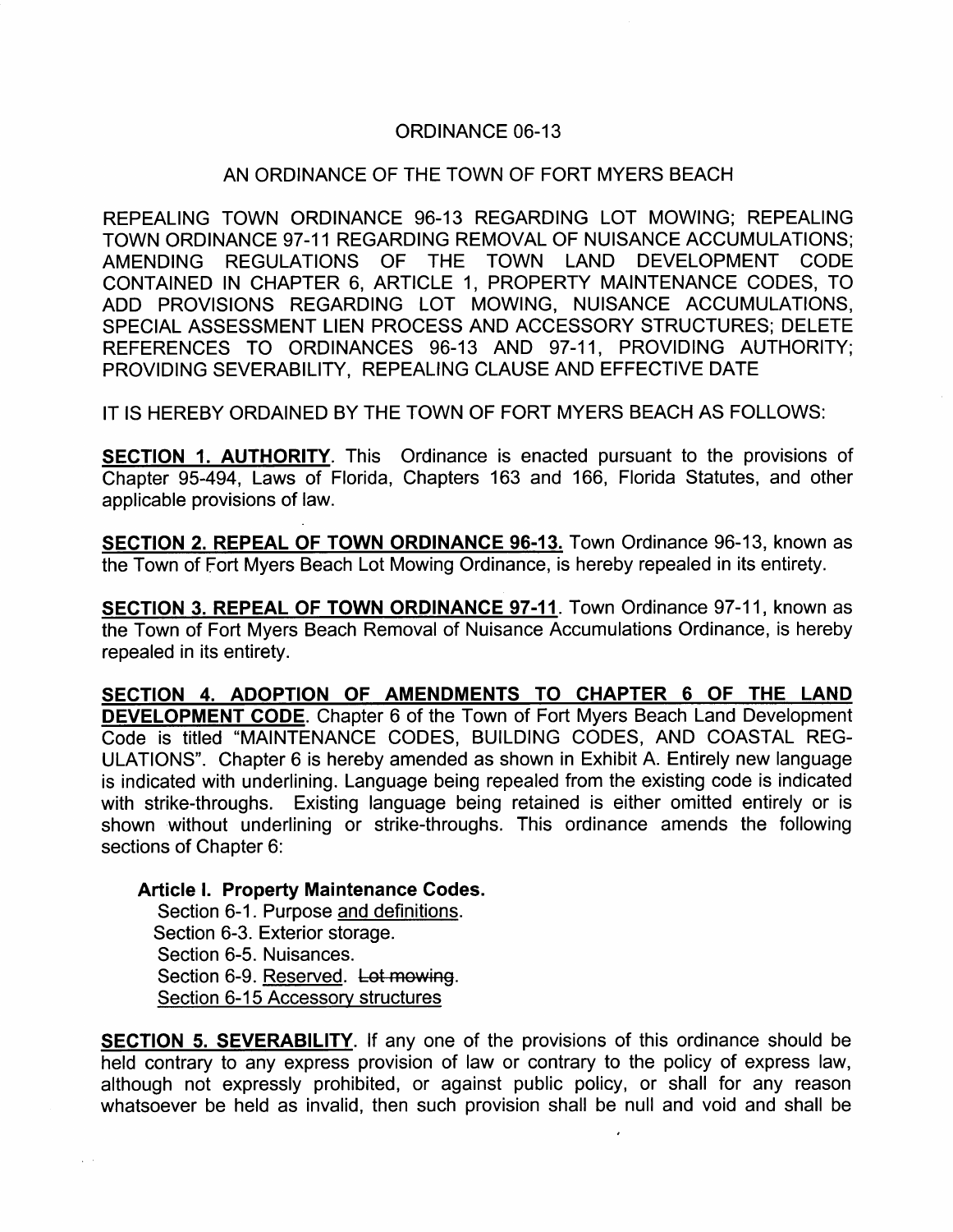# ORDINANCE 06-13

## AN ORDINANCE OF THE TOWN OF FORT MYERS BEACH

REPEALING TOWN ORDINANCE 96-13 REGARDING LOT MOWING; REPEALING TOWN ORDINANCE 97-11 REGARDING REMOVAL OF NUISANCE ACCUMULATIONS; AMENDING REGULATIONS OF THE TOWN LAND DEVELOPMENT CODE CONTAINED IN CHAPTER 6, ARTICLE 1, PROPERTY MAINTENANCE CODES, TO ADD PROVISIONS REGARDING LOT MOWING, NUISANCE ACCUMULATIONS, SPECIAL ASSESSMENT LIEN PROCESS AND ACCESSORY STRUCTURES; DELETE REFERENCES TO ORDINANCES 96-13 AND 97-11, PROVIDING AUTHORITY; PROVIDING SEVERABILITY, REPEALING CLAUSE AND EFFECTIVE DATE

IT IS HEREBY ORDAINED BY THE TOWN OF FORT MYERS BEACH AS FOLLOWS:

**<u>SECTION 1. AUTHORITY</u>**. This Ordinance is enacted pursuant to the provisions of Chapter 95-494, Laws of Florida, Chapters 163 and 166, Florida Statutes, and other applicable provisions of law.

**<u>SECTION 2. REPEAL OF TOWN ORDINANCE 96-13.</u>** Town Ordinance 96-13, known as the Town of Fort Myers Beach Lot Mowing Ordinance, is hereby repealed in its entirety.

**<u>SECTION 3. REPEAL OF TOWN ORDINANCE 97-11</u>**. Town Ordinance 97-11, known as the Town of Fort Myers Beach Removal of Nuisance Accumulations Ordinance, is hereby repealed in its entirety.

**<u>SECTION 4. ADOPTION OF AMENDMENTS TO CHAPTER 6 OF THE LAND DEVELOPMENT CODE</u>**. Chapter 6 of the Town of Fort Myers Beach Land Development Code is titled "MAINTENANCE CODES, BUILDING CODES, AND COASTAL REGULATIONS". Chapter 6 is hereby amended as shown in Exhibit A. Entirely new language is indicated with underlining. Language being repealed from the existing code is indicated with strike-throughs. Existing language being retained is either omitted entirely or is shown without underlining or strike-throughs. This ordinance amends the following sections of Chapter 6:

**Article I. Property Maintenance Codes.**

Section 6-1. Purpose <u>and definitions</u>.
Section 6-3. Exterior storage.
Section 6-5. Nuisances.
Section 6-9. <u>Reserved</u>. ~~Lot mowing~~.
<u>Section 6-15 Accessory structures</u>

**<u>SECTION 5. SEVERABILITY</u>**. If any one of the provisions of this ordinance should be held contrary to any express provision of law or contrary to the policy of express law, although not expressly prohibited, or against public policy, or shall for any reason whatsoever be held as invalid, then such provision shall be null and void and shall be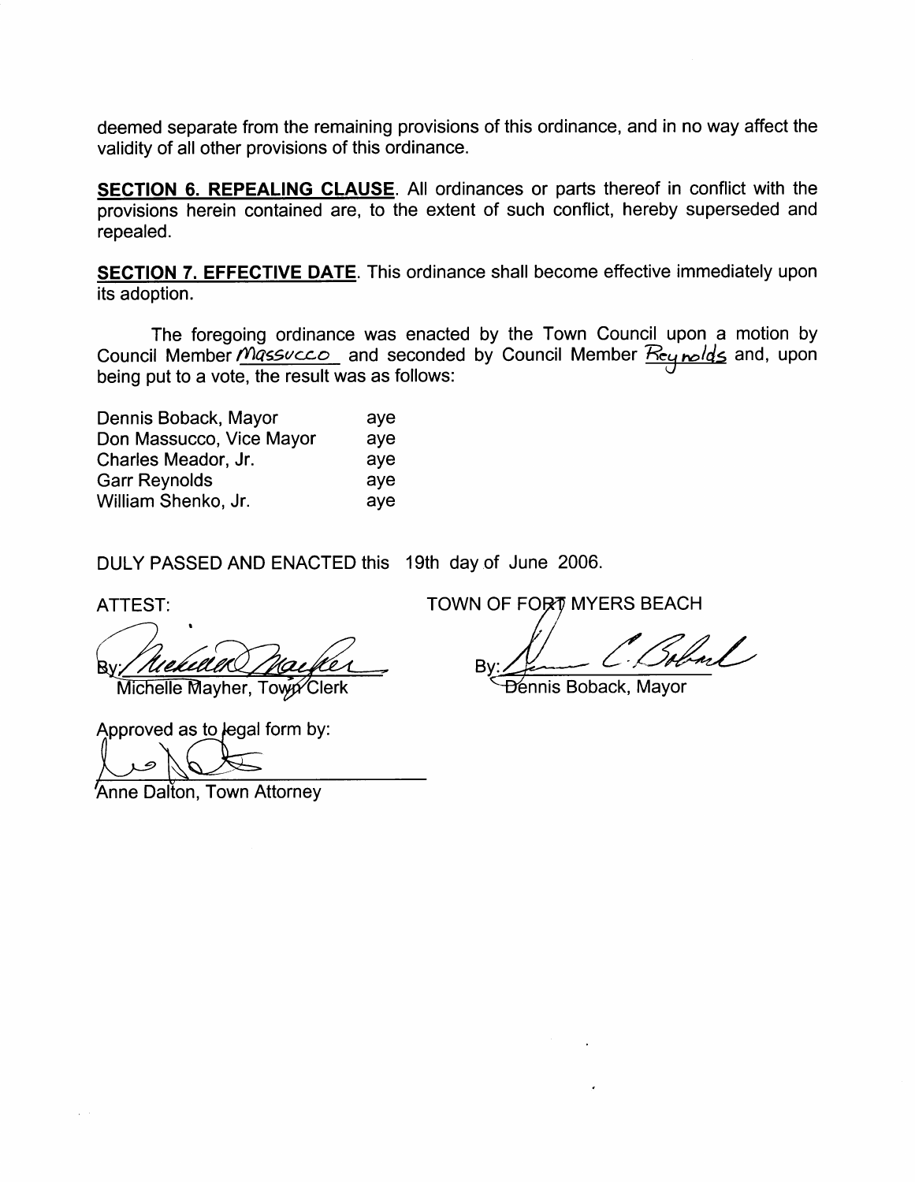deemed separate from the remaining provisions of this ordinance, and in no way affect the validity of all other provisions of this ordinance.

**SECTION 6. REPEALING CLAUSE**. All ordinances or parts thereof in conflict with the provisions herein contained are, to the extent of such conflict, hereby superseded and repealed.

**SECTION 7. EFFECTIVE DATE**. This ordinance shall become effective immediately upon its adoption.

The foregoing ordinance was enacted by the Town Council upon a motion by Council Member Massucco and seconded by Council Member Reynolds and, upon being put to a vote, the result was as follows:

| | |
|---|---|
| Dennis Boback, Mayor | aye |
| Don Massucco, Vice Mayor | aye |
| Charles Meador, Jr. | aye |
| Garr Reynolds | aye |
| William Shenko, Jr. | aye |

DULY PASSED AND ENACTED this 19th day of June 2006.

ATTEST:

By: ______________________
Michelle Mayher, Town Clerk

TOWN OF FORT MYERS BEACH

By: ______________________
Dennis Boback, Mayor

Approved as to legal form by:

______________________
Anne Dalton, Town Attorney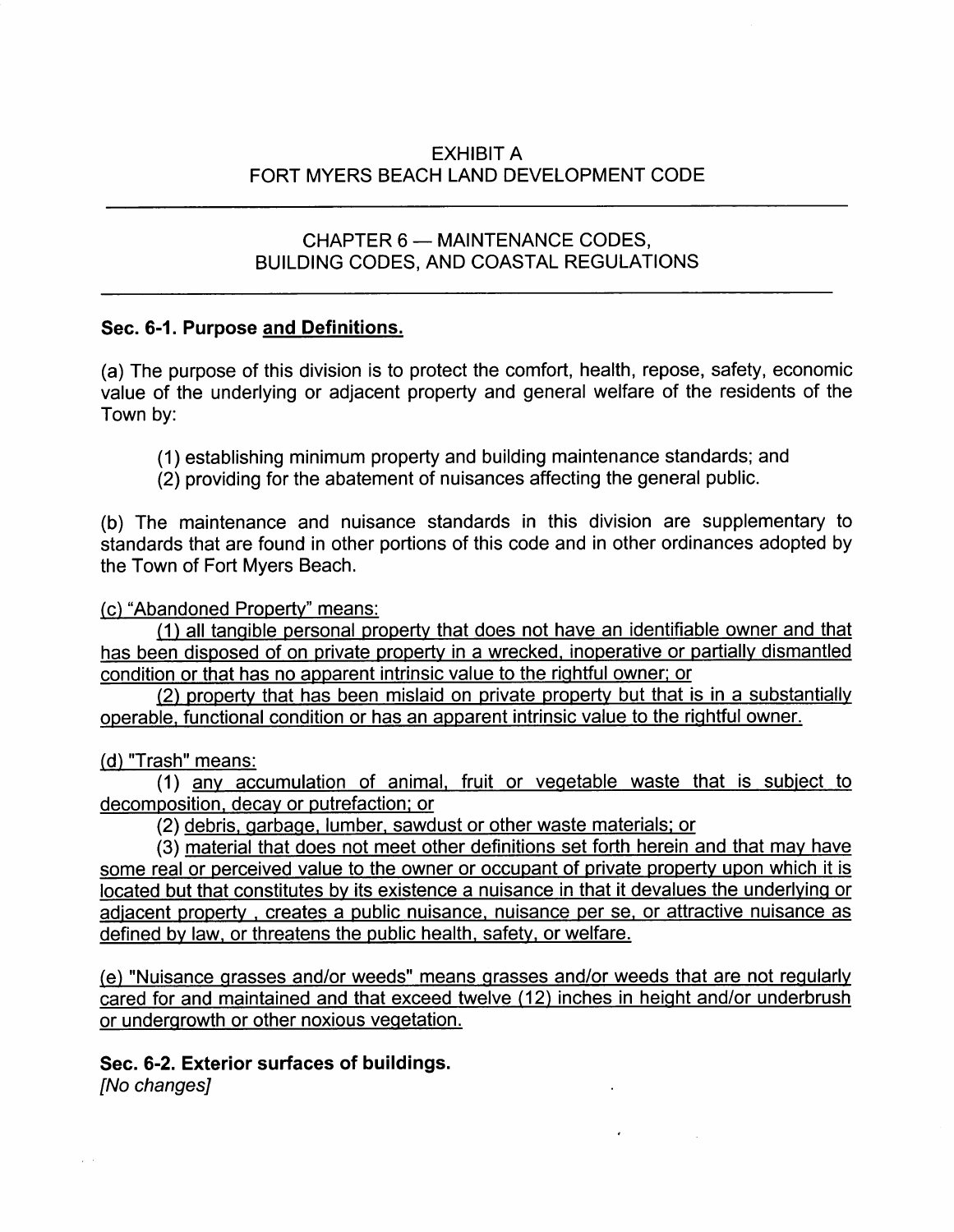EXHIBIT A
FORT MYERS BEACH LAND DEVELOPMENT CODE

---

CHAPTER 6 — MAINTENANCE CODES,
BUILDING CODES, AND COASTAL REGULATIONS

---

**Sec. 6-1. Purpose and Definitions.**

(a) The purpose of this division is to protect the comfort, health, repose, safety, economic value of the underlying or adjacent property and general welfare of the residents of the Town by:

(1) establishing minimum property and building maintenance standards; and
(2) providing for the abatement of nuisances affecting the general public.

(b) The maintenance and nuisance standards in this division are supplementary to standards that are found in other portions of this code and in other ordinances adopted by the Town of Fort Myers Beach.

(c) "Abandoned Property" means:

(1) all tangible personal property that does not have an identifiable owner and that has been disposed of on private property in a wrecked, inoperative or partially dismantled condition or that has no apparent intrinsic value to the rightful owner; or

(2) property that has been mislaid on private property but that is in a substantially operable, functional condition or has an apparent intrinsic value to the rightful owner.

(d) "Trash" means:

(1) any accumulation of animal, fruit or vegetable waste that is subject to decomposition, decay or putrefaction; or

(2) debris, garbage, lumber, sawdust or other waste materials; or

(3) material that does not meet other definitions set forth herein and that may have some real or perceived value to the owner or occupant of private property upon which it is located but that constitutes by its existence a nuisance in that it devalues the underlying or adjacent property , creates a public nuisance, nuisance per se, or attractive nuisance as defined by law, or threatens the public health, safety, or welfare.

(e) "Nuisance grasses and/or weeds" means grasses and/or weeds that are not regularly cared for and maintained and that exceed twelve (12) inches in height and/or underbrush or undergrowth or other noxious vegetation.

**Sec. 6-2. Exterior surfaces of buildings.**
*[No changes]*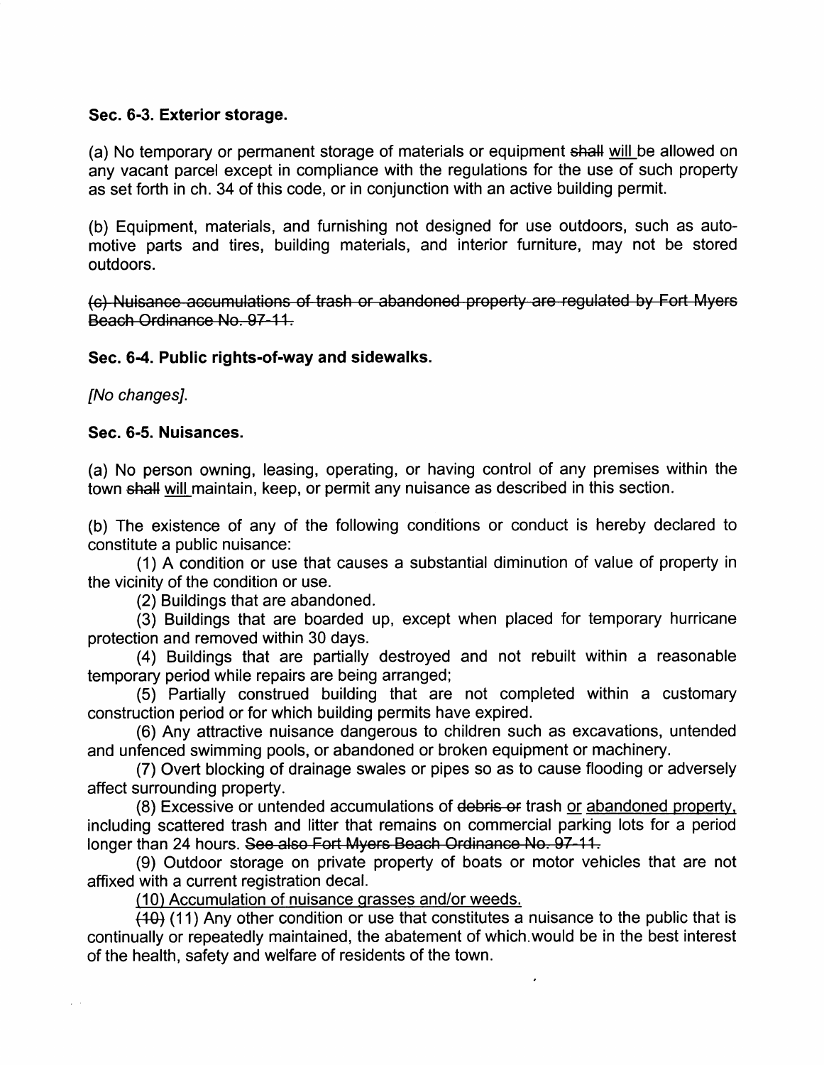**Sec. 6-3. Exterior storage.**

(a) No temporary or permanent storage of materials or equipment ~~shall~~ <u>will</u> be allowed on any vacant parcel except in compliance with the regulations for the use of such property as set forth in ch. 34 of this code, or in conjunction with an active building permit.

(b) Equipment, materials, and furnishing not designed for use outdoors, such as automotive parts and tires, building materials, and interior furniture, may not be stored outdoors.

~~(c) Nuisance accumulations of trash or abandoned property are regulated by Fort Myers Beach Ordinance No. 97-11.~~

**Sec. 6-4. Public rights-of-way and sidewalks.**

*[No changes].*

**Sec. 6-5. Nuisances.**

(a) No person owning, leasing, operating, or having control of any premises within the town ~~shall~~ <u>will</u> maintain, keep, or permit any nuisance as described in this section.

(b) The existence of any of the following conditions or conduct is hereby declared to constitute a public nuisance:

(1) A condition or use that causes a substantial diminution of value of property in the vicinity of the condition or use.

(2) Buildings that are abandoned.

(3) Buildings that are boarded up, except when placed for temporary hurricane protection and removed within 30 days.

(4) Buildings that are partially destroyed and not rebuilt within a reasonable temporary period while repairs are being arranged;

(5) Partially construed building that are not completed within a customary construction period or for which building permits have expired.

(6) Any attractive nuisance dangerous to children such as excavations, untended and unfenced swimming pools, or abandoned or broken equipment or machinery.

(7) Overt blocking of drainage swales or pipes so as to cause flooding or adversely affect surrounding property.

(8) Excessive or untended accumulations of ~~debris or~~ trash <u>or abandoned property,</u> including scattered trash and litter that remains on commercial parking lots for a period longer than 24 hours. ~~See also Fort Myers Beach Ordinance No. 97-11.~~

(9) Outdoor storage on private property of boats or motor vehicles that are not affixed with a current registration decal.

<u>(10) Accumulation of nuisance grasses and/or weeds.</u>

~~(10)~~ (11) Any other condition or use that constitutes a nuisance to the public that is continually or repeatedly maintained, the abatement of which would be in the best interest of the health, safety and welfare of residents of the town.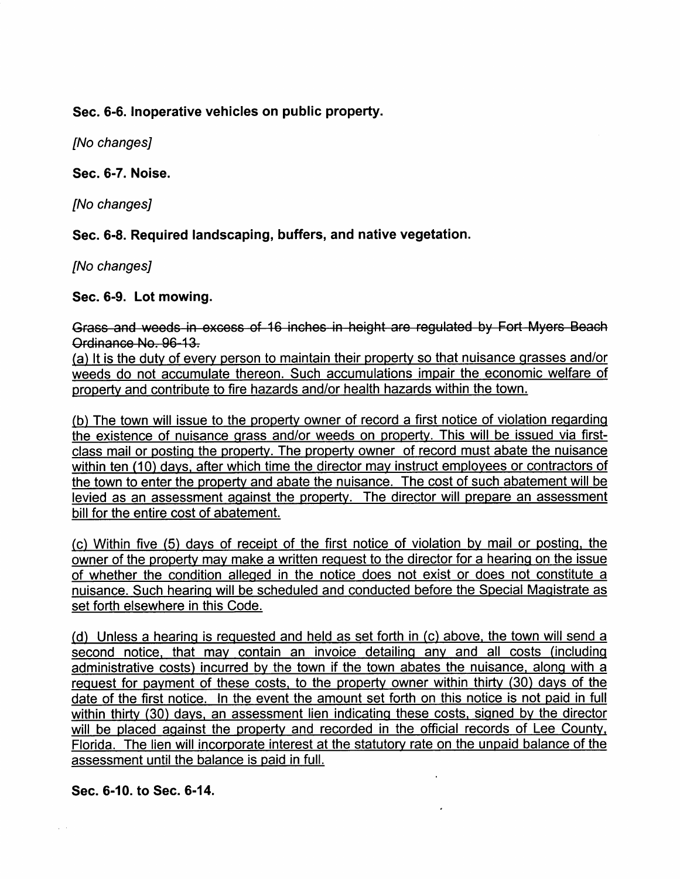**Sec. 6-6. Inoperative vehicles on public property.**

*[No changes]*

**Sec. 6-7. Noise.**

*[No changes]*

**Sec. 6-8. Required landscaping, buffers, and native vegetation.**

*[No changes]*

**Sec. 6-9. Lot mowing.**

~~Grass and weeds in excess of 16 inches in height are regulated by Fort Myers Beach Ordinance No. 96-13.~~

(a) It is the duty of every person to maintain their property so that nuisance grasses and/or weeds do not accumulate thereon. Such accumulations impair the economic welfare of property and contribute to fire hazards and/or health hazards within the town.

(b) The town will issue to the property owner of record a first notice of violation regarding the existence of nuisance grass and/or weeds on property. This will be issued via first-class mail or posting the property. The property owner of record must abate the nuisance within ten (10) days, after which time the director may instruct employees or contractors of the town to enter the property and abate the nuisance. The cost of such abatement will be levied as an assessment against the property. The director will prepare an assessment bill for the entire cost of abatement.

(c) Within five (5) days of receipt of the first notice of violation by mail or posting, the owner of the property may make a written request to the director for a hearing on the issue of whether the condition alleged in the notice does not exist or does not constitute a nuisance. Such hearing will be scheduled and conducted before the Special Magistrate as set forth elsewhere in this Code.

(d) Unless a hearing is requested and held as set forth in (c) above, the town will send a second notice, that may contain an invoice detailing any and all costs (including administrative costs) incurred by the town if the town abates the nuisance, along with a request for payment of these costs, to the property owner within thirty (30) days of the date of the first notice. In the event the amount set forth on this notice is not paid in full within thirty (30) days, an assessment lien indicating these costs, signed by the director will be placed against the property and recorded in the official records of Lee County, Florida. The lien will incorporate interest at the statutory rate on the unpaid balance of the assessment until the balance is paid in full.

**Sec. 6-10. to Sec. 6-14.**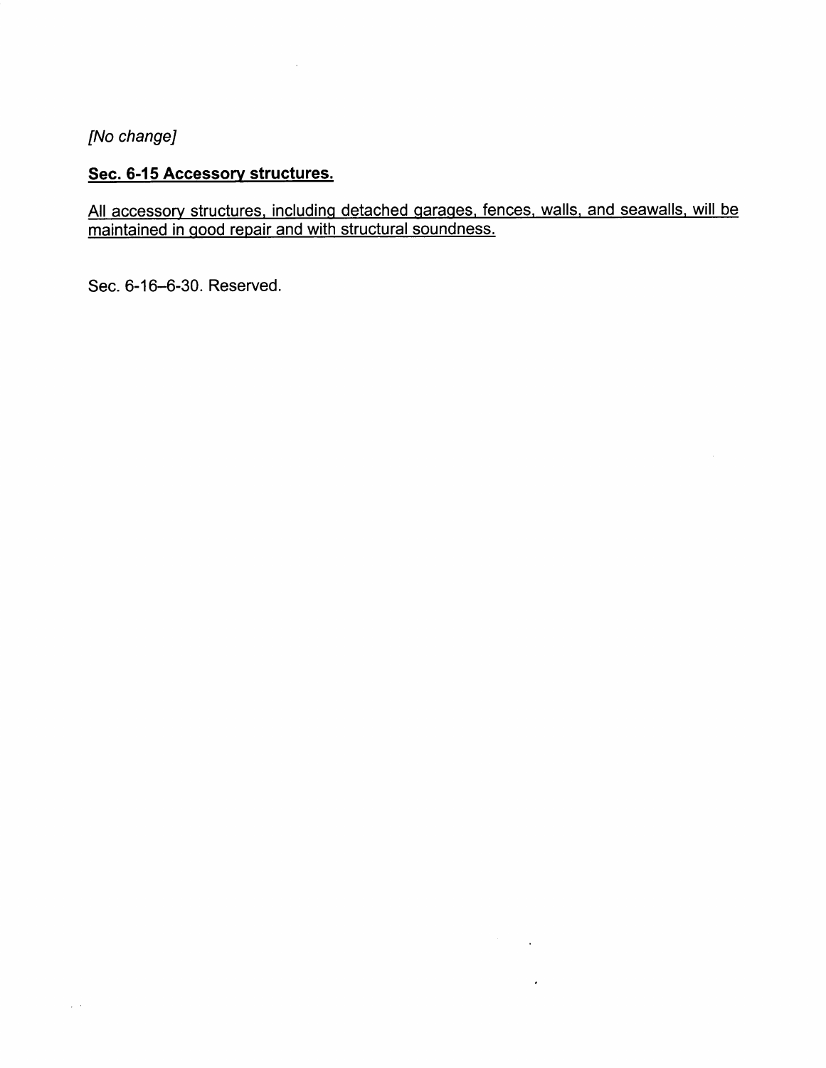*[No change]*

**Sec. 6-15 Accessory structures.**

All accessory structures, including detached garages, fences, walls, and seawalls, will be maintained in good repair and with structural soundness.

Sec. 6-16–6-30. Reserved.